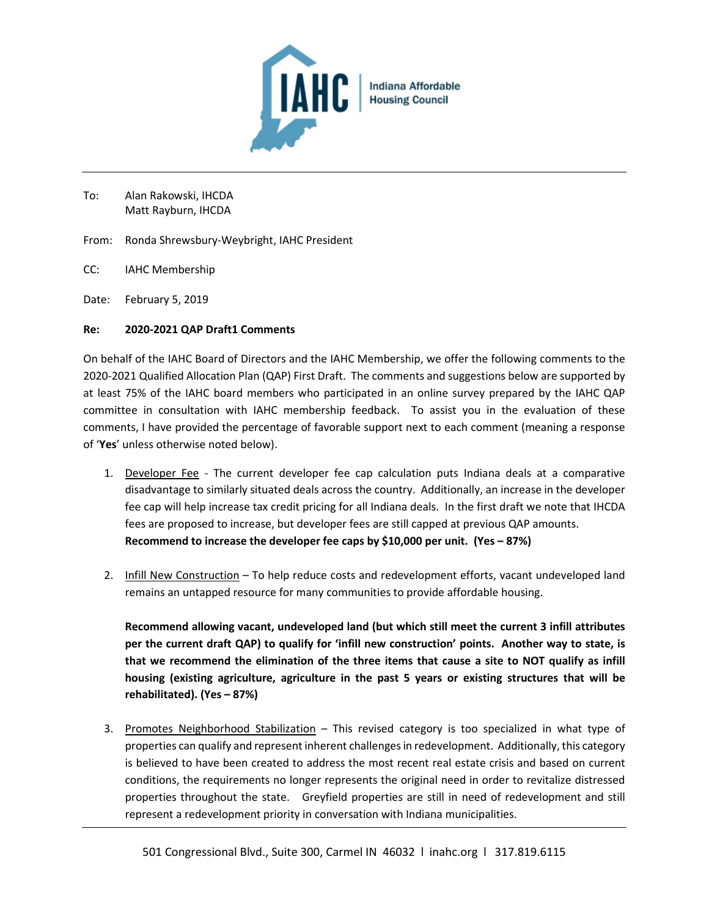IAHC | Indiana Affordable Housing Council

---

To: Alan Rakowski, IHCDA
Matt Rayburn, IHCDA

From: Ronda Shrewsbury-Weybright, IAHC President

CC: IAHC Membership

Date: February 5, 2019

**Re: 2020-2021 QAP Draft1 Comments**

On behalf of the IAHC Board of Directors and the IAHC Membership, we offer the following comments to the 2020-2021 Qualified Allocation Plan (QAP) First Draft. The comments and suggestions below are supported by at least 75% of the IAHC board members who participated in an online survey prepared by the IAHC QAP committee in consultation with IAHC membership feedback. To assist you in the evaluation of these comments, I have provided the percentage of favorable support next to each comment (meaning a response of '**Yes**' unless otherwise noted below).

1. <u>Developer Fee</u> - The current developer fee cap calculation puts Indiana deals at a comparative disadvantage to similarly situated deals across the country. Additionally, an increase in the developer fee cap will help increase tax credit pricing for all Indiana deals. In the first draft we note that IHCDA fees are proposed to increase, but developer fees are still capped at previous QAP amounts. **Recommend to increase the developer fee caps by $10,000 per unit. (Yes – 87%)**

2. <u>Infill New Construction</u> – To help reduce costs and redevelopment efforts, vacant undeveloped land remains an untapped resource for many communities to provide affordable housing.

   **Recommend allowing vacant, undeveloped land (but which still meet the current 3 infill attributes per the current draft QAP) to qualify for 'infill new construction' points. Another way to state, is that we recommend the elimination of the three items that cause a site to NOT qualify as infill housing (existing agriculture, agriculture in the past 5 years or existing structures that will be rehabilitated). (Yes – 87%)**

3. <u>Promotes Neighborhood Stabilization</u> – This revised category is too specialized in what type of properties can qualify and represent inherent challenges in redevelopment. Additionally, this category is believed to have been created to address the most recent real estate crisis and based on current conditions, the requirements no longer represents the original need in order to revitalize distressed properties throughout the state. Greyfield properties are still in need of redevelopment and still represent a redevelopment priority in conversation with Indiana municipalities.

501 Congressional Blvd., Suite 300, Carmel IN 46032 l inahc.org l 317.819.6115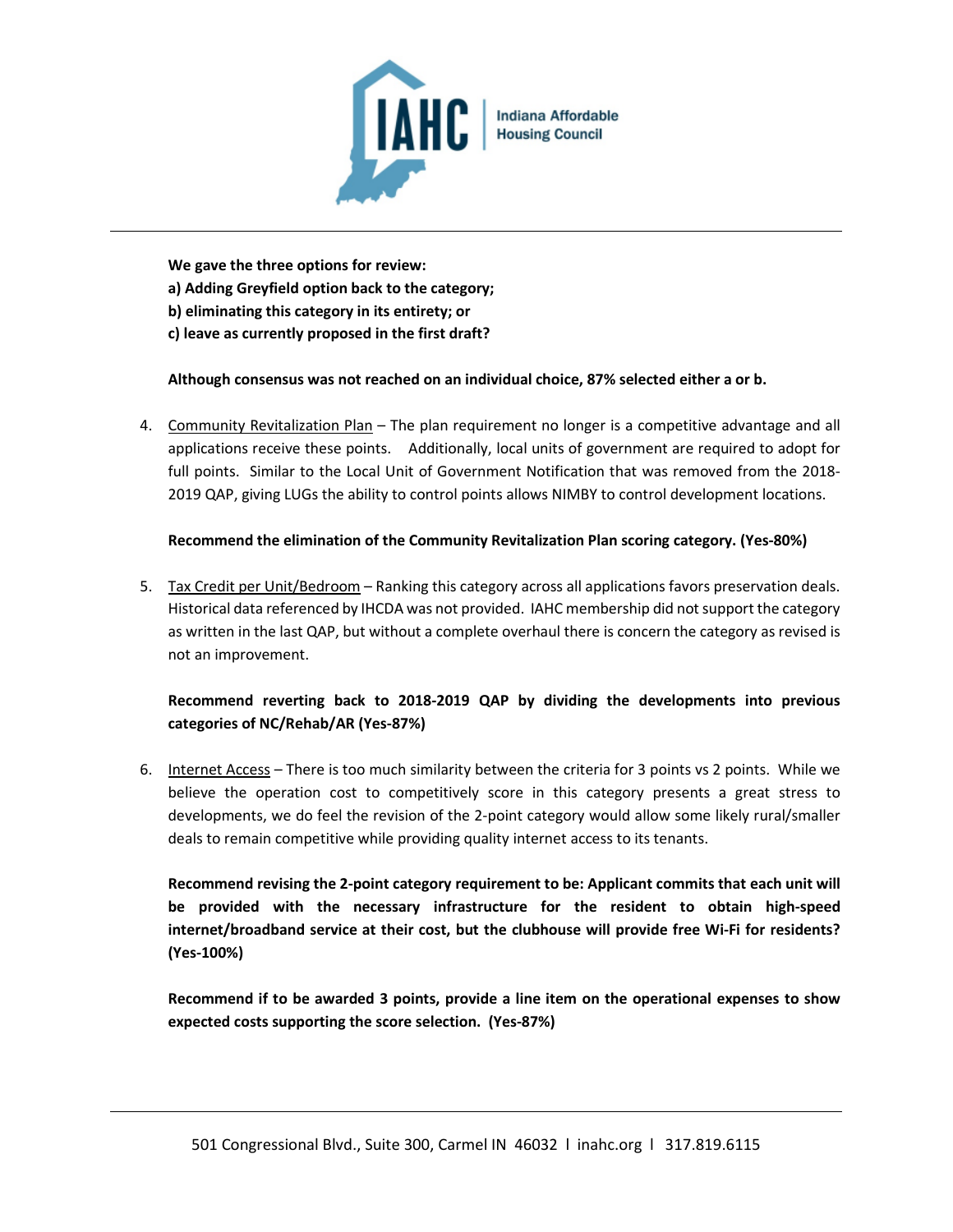**We gave the three options for review:**
**a) Adding Greyfield option back to the category;**
**b) eliminating this category in its entirety; or**
**c) leave as currently proposed in the first draft?**

**Although consensus was not reached on an individual choice, 87% selected either a or b.**

4. Community Revitalization Plan – The plan requirement no longer is a competitive advantage and all applications receive these points. Additionally, local units of government are required to adopt for full points. Similar to the Local Unit of Government Notification that was removed from the 2018-2019 QAP, giving LUGs the ability to control points allows NIMBY to control development locations.

   **Recommend the elimination of the Community Revitalization Plan scoring category. (Yes-80%)**

5. Tax Credit per Unit/Bedroom – Ranking this category across all applications favors preservation deals. Historical data referenced by IHCDA was not provided. IAHC membership did not support the category as written in the last QAP, but without a complete overhaul there is concern the category as revised is not an improvement.

   **Recommend reverting back to 2018-2019 QAP by dividing the developments into previous categories of NC/Rehab/AR (Yes-87%)**

6. Internet Access – There is too much similarity between the criteria for 3 points vs 2 points. While we believe the operation cost to competitively score in this category presents a great stress to developments, we do feel the revision of the 2-point category would allow some likely rural/smaller deals to remain competitive while providing quality internet access to its tenants.

   **Recommend revising the 2-point category requirement to be: Applicant commits that each unit will be provided with the necessary infrastructure for the resident to obtain high-speed internet/broadband service at their cost, but the clubhouse will provide free Wi-Fi for residents? (Yes-100%)**

   **Recommend if to be awarded 3 points, provide a line item on the operational expenses to show expected costs supporting the score selection. (Yes-87%)**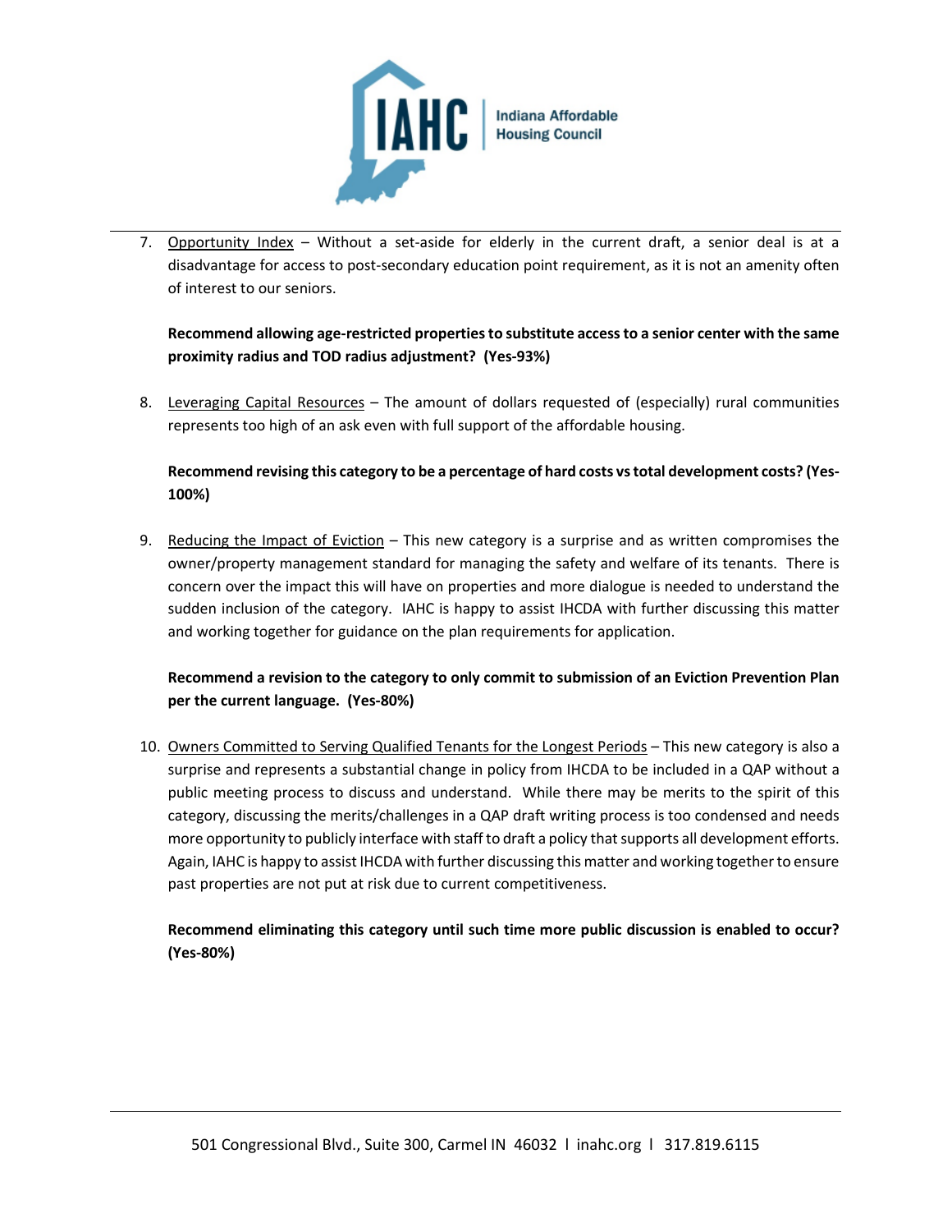7. Opportunity Index – Without a set-aside for elderly in the current draft, a senior deal is at a disadvantage for access to post-secondary education point requirement, as it is not an amenity often of interest to our seniors.

   **Recommend allowing age-restricted properties to substitute access to a senior center with the same proximity radius and TOD radius adjustment? (Yes-93%)**

8. Leveraging Capital Resources – The amount of dollars requested of (especially) rural communities represents too high of an ask even with full support of the affordable housing.

   **Recommend revising this category to be a percentage of hard costs vs total development costs? (Yes-100%)**

9. Reducing the Impact of Eviction – This new category is a surprise and as written compromises the owner/property management standard for managing the safety and welfare of its tenants. There is concern over the impact this will have on properties and more dialogue is needed to understand the sudden inclusion of the category. IAHC is happy to assist IHCDA with further discussing this matter and working together for guidance on the plan requirements for application.

   **Recommend a revision to the category to only commit to submission of an Eviction Prevention Plan per the current language. (Yes-80%)**

10. Owners Committed to Serving Qualified Tenants for the Longest Periods – This new category is also a surprise and represents a substantial change in policy from IHCDA to be included in a QAP without a public meeting process to discuss and understand. While there may be merits to the spirit of this category, discussing the merits/challenges in a QAP draft writing process is too condensed and needs more opportunity to publicly interface with staff to draft a policy that supports all development efforts. Again, IAHC is happy to assist IHCDA with further discussing this matter and working together to ensure past properties are not put at risk due to current competitiveness.

    **Recommend eliminating this category until such time more public discussion is enabled to occur? (Yes-80%)**